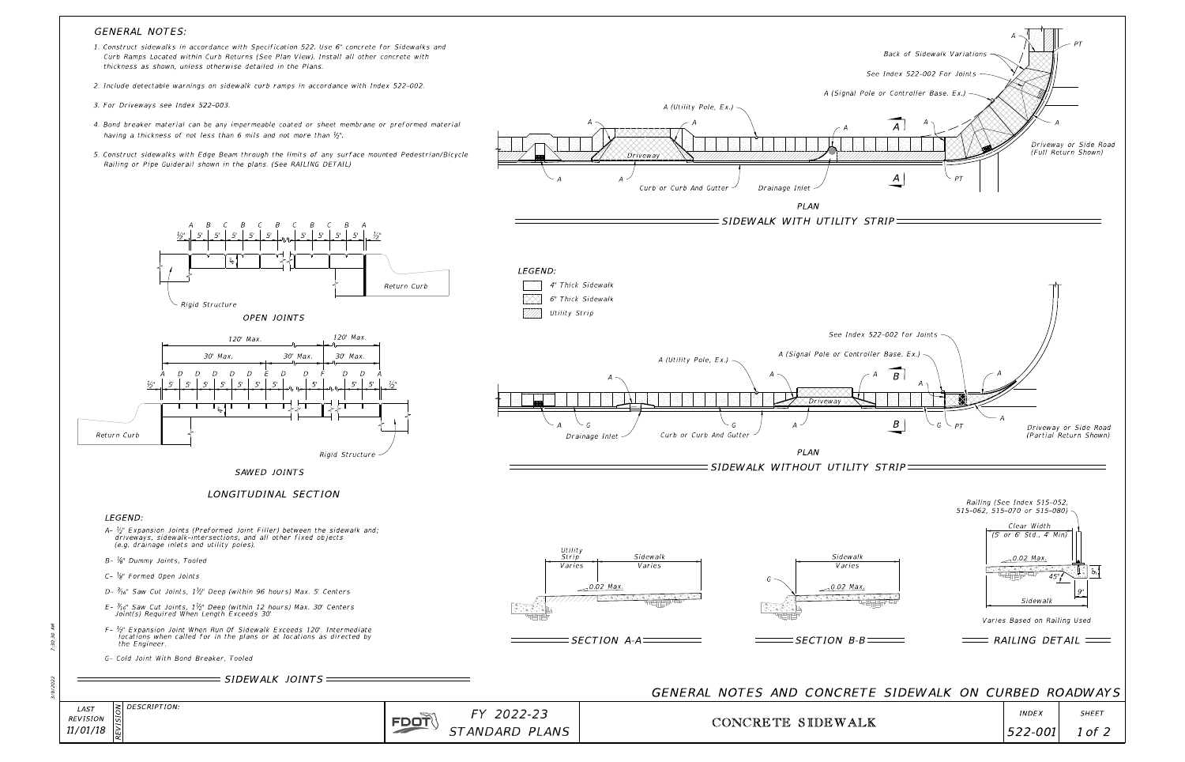## GENERAL NOTES:

1. Construct sidewalks in accordance with Specification 522. Use 6" concrete for Sidewalks and Curb Ramps Located within Curb Returns (See Plan View). Install all other concrete with thickness as shown, unless otherwise detailed in the Plans.
2. Include detectable warnings on sidewalk curb ramps in accordance with Index 522-002.
3. For Driveways see Index 522-003.
4. Bond breaker material can be any impermeable coated or sheet membrane or preformed material having a thickness of not less than 6 mils and not more than ½".
5. Construct sidewalks with Edge Beam through the limits of any surface mounted Pedestrian/Bicycle Railing or Pipe Guiderail shown in the plans. (See RAILING DETAIL)

OPEN JOINTS

SAWED JOINTS

LONGITUDINAL SECTION

### LEGEND:

- A– ½" Expansion Joints (Preformed Joint Filler) between the sidewalk and; driveways, sidewalk-intersections, and all other fixed objects (e.g. drainage inlets and utility poles).
- B– ⅛" Dummy Joints, Tooled
- C– ⅛" Formed Open Joints
- D– 3/16" Saw Cut Joints, 1½" Deep (within 96 hours) Max. 5' Centers
- E– 3/16" Saw Cut Joints, 1½" Deep (within 12 hours) Max. 30' Centers Joint(s) Required When Length Exceeds 30'
- F– ½" Expansion Joint When Run Of Sidewalk Exceeds 120'. Intermediate locations when called for in the plans or at locations as directed by the Engineer.
- G– Cold Joint With Bond Breaker, Tooled

SIDEWALK JOINTS

PLAN

SIDEWALK WITH UTILITY STRIP

### LEGEND:

- 4" Thick Sidewalk
- 6" Thick Sidewalk
- Utility Strip

PLAN

SIDEWALK WITHOUT UTILITY STRIP

SECTION A-A

SECTION B-B

Railing (See Index 515-052, 515-062, 515-070 or 515-080)

Clear Width (5' or 6' Std., 4' Min)

Varies Based on Railing Used

RAILING DETAIL

GENERAL NOTES AND CONCRETE SIDEWALK ON CURBED ROADWAYS

| LAST REVISION | REVISION | DESCRIPTION: | FY 2022-23 STANDARD PLANS | CONCRETE SIDEWALK | INDEX | SHEET |
|---|---|---|---|---|---|---|
| 11/01/18 | | | | | 522-001 | 1 of 2 |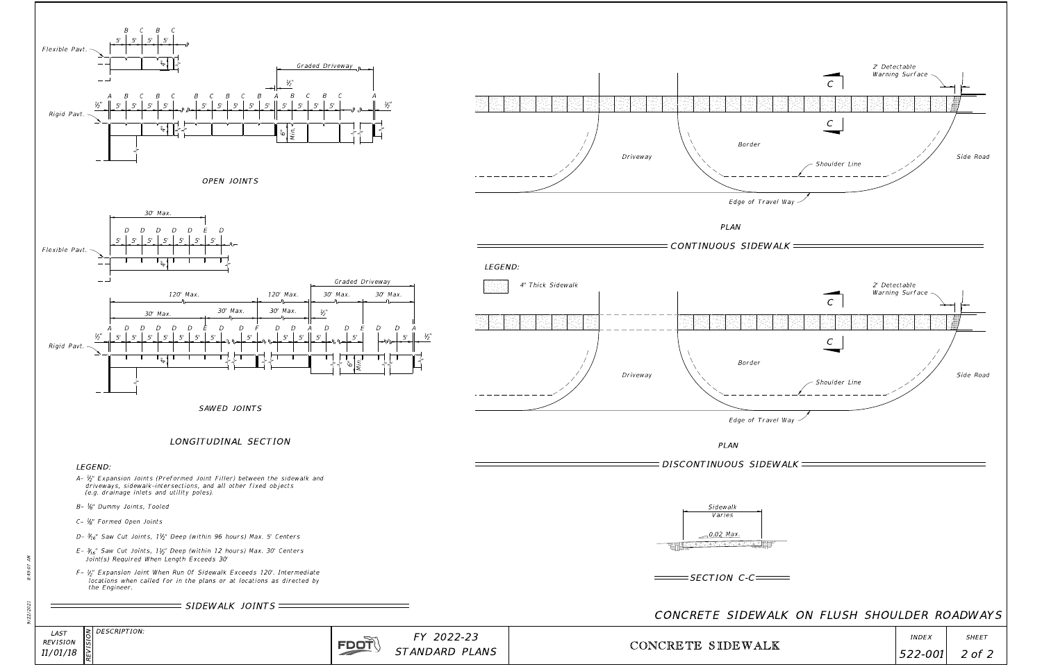## LONGITUDINAL SECTION

### OPEN JOINTS

Flexible Pavt.

B C B C
5' 5' 5' 5'

4"

Rigid Pavt.

A B C B C B C B C B A B C B C A
½" 5' 5' 5' 5' 5' 5' 5' 5' 5' 5' 5' 5' ½"

Graded Driveway

½"

6" Min.

### SAWED JOINTS

Flexible Pavt.

30' Max.

D D D D D E D
5' 5' 5' 5' 5' 5' 5'

4"

Rigid Pavt.

120' Max. 120' Max.

30' Max. 30' Max. 30' Max. 30' Max. 30' Max.

Graded Driveway

A D D D D D E D D F D D A D D E D D A
½" 5' 5' 5' 5' 5' 5' 5' 5' 5' 5' 5' 5' 5' ½"

½"

6" Min.

**LEGEND:**

- A– ½" Expansion Joints (Preformed Joint Filler) between the sidewalk and driveways, sidewalk-intersections, and all other fixed objects (e.g. drainage inlets and utility poles).
- B– ⅛" Dummy Joints, Tooled
- C– ⅛" Formed Open Joints
- D– $^{3}/_{16}$" Saw Cut Joints, 1½" Deep (within 96 hours) Max. 5' Centers
- E– $^{3}/_{16}$" Saw Cut Joints, 1½" Deep (within 12 hours) Max. 30' Centers Joint(s) Required When Length Exceeds 30'
- F– ½" Expansion Joint When Run Of Sidewalk Exceeds 120'. Intermediate locations when called for in the plans or at locations as directed by the Engineer.

## SIDEWALK JOINTS

### PLAN

2' Detectable Warning Surface

C

C

Driveway

Border

Shoulder Line

Side Road

Edge of Travel Way

## CONTINUOUS SIDEWALK

**LEGEND:**

4" Thick Sidewalk

### PLAN

2' Detectable Warning Surface

C

C

Driveway

Border

Shoulder Line

Side Road

Edge of Travel Way

## DISCONTINUOUS SIDEWALK

Sidewalk Varies

0.02 Max.

## SECTION C-C

## CONCRETE SIDEWALK ON FLUSH SHOULDER ROADWAYS

| LAST REVISION | REVISION | DESCRIPTION: | | | INDEX | SHEET |
|---|---|---|---|---|---|---|
| 11/01/18 | | | FDOT FY 2022-23 STANDARD PLANS | CONCRETE SIDEWALK | 522-001 | 2 of 2 |